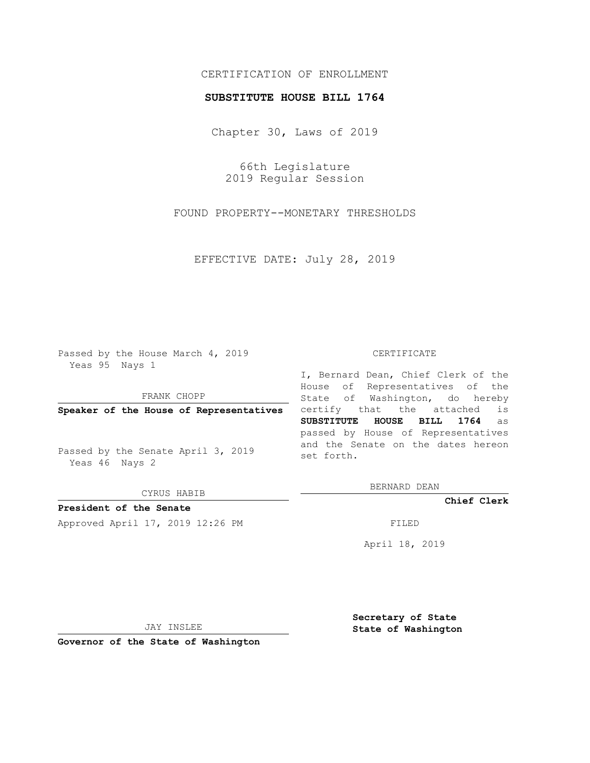CERTIFICATION OF ENROLLMENT

**SUBSTITUTE HOUSE BILL 1764**

Chapter 30, Laws of 2019

66th Legislature
2019 Regular Session

FOUND PROPERTY--MONETARY THRESHOLDS

EFFECTIVE DATE: July 28, 2019

Passed by the House March 4, 2019
Yeas 95 Nays 1

FRANK CHOPP

**Speaker of the House of Representatives**

Passed by the Senate April 3, 2019
Yeas 46 Nays 2

CYRUS HABIB

**President of the Senate**

Approved April 17, 2019 12:26 PM

JAY INSLEE

**Governor of the State of Washington**

CERTIFICATE

I, Bernard Dean, Chief Clerk of the House of Representatives of the State of Washington, do hereby certify that the attached is **SUBSTITUTE HOUSE BILL 1764** as passed by House of Representatives and the Senate on the dates hereon set forth.

BERNARD DEAN

**Chief Clerk**

FILED

April 18, 2019

**Secretary of State**
**State of Washington**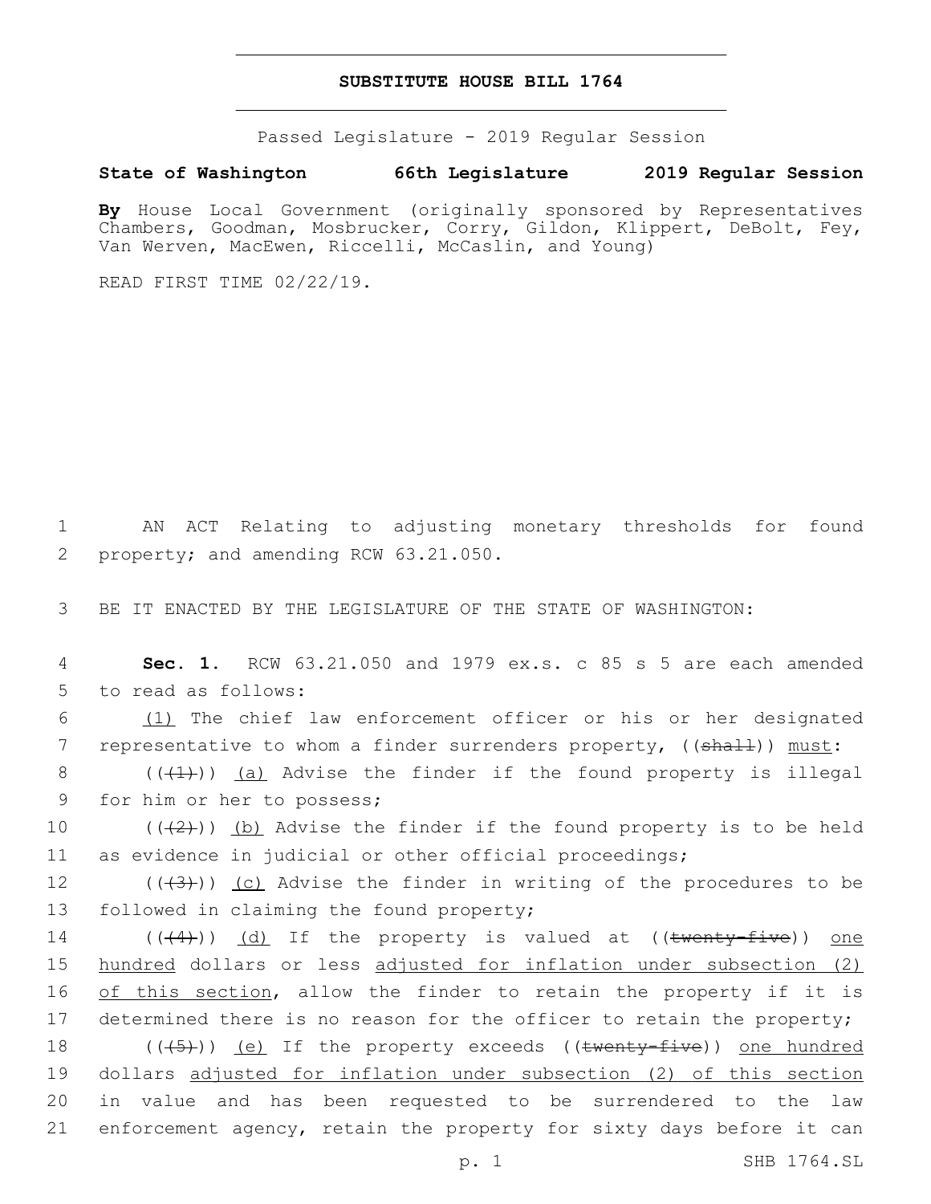# SUBSTITUTE HOUSE BILL 1764

Passed Legislature - 2019 Regular Session

**State of Washington 66th Legislature 2019 Regular Session**

**By** House Local Government (originally sponsored by Representatives Chambers, Goodman, Mosbrucker, Corry, Gildon, Klippert, DeBolt, Fey, Van Werven, MacEwen, Riccelli, McCaslin, and Young)

READ FIRST TIME 02/22/19.

1 AN ACT Relating to adjusting monetary thresholds for found
2 property; and amending RCW 63.21.050.

3 BE IT ENACTED BY THE LEGISLATURE OF THE STATE OF WASHINGTON:

4 **Sec. 1.** RCW 63.21.050 and 1979 ex.s. c 85 s 5 are each amended
5 to read as follows:

6 (1) The chief law enforcement officer or his or her designated
7 representative to whom a finder surrenders property, ((~~shall~~)) must:

8 ((~~(1)~~)) (a) Advise the finder if the found property is illegal
9 for him or her to possess;

10 ((~~(2)~~)) (b) Advise the finder if the found property is to be held
11 as evidence in judicial or other official proceedings;

12 ((~~(3)~~)) (c) Advise the finder in writing of the procedures to be
13 followed in claiming the found property;

14 ((~~(4)~~)) (d) If the property is valued at ((~~twenty-five~~)) one
15 hundred dollars or less adjusted for inflation under subsection (2)
16 of this section, allow the finder to retain the property if it is
17 determined there is no reason for the officer to retain the property;

18 ((~~(5)~~)) (e) If the property exceeds ((~~twenty-five~~)) one hundred
19 dollars adjusted for inflation under subsection (2) of this section
20 in value and has been requested to be surrendered to the law
21 enforcement agency, retain the property for sixty days before it can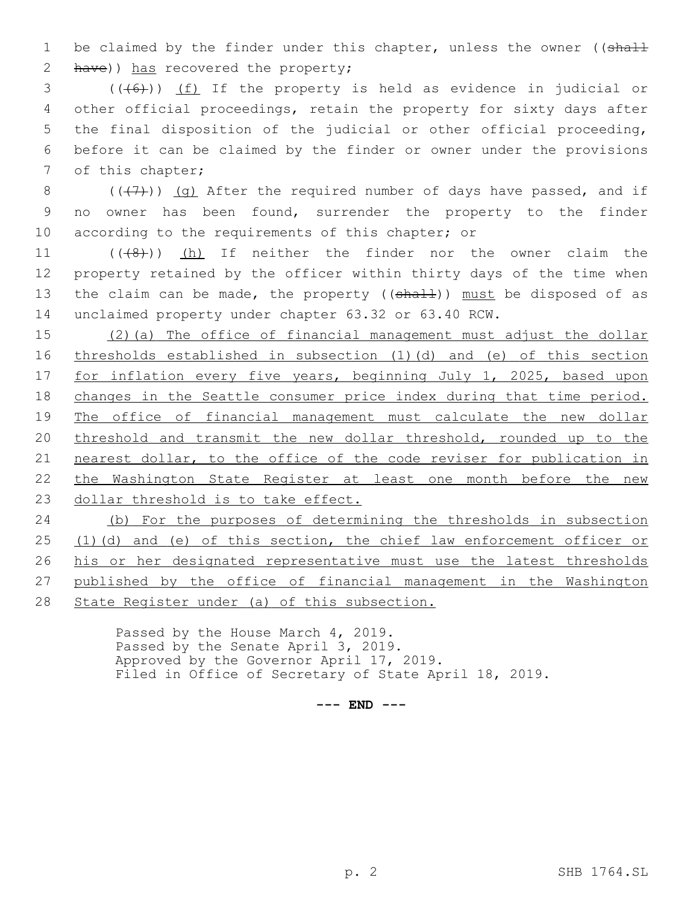be claimed by the finder under this chapter, unless the owner ((shall have)) has recovered the property;

(((6))) (f) If the property is held as evidence in judicial or other official proceedings, retain the property for sixty days after the final disposition of the judicial or other official proceeding, before it can be claimed by the finder or owner under the provisions of this chapter;

(((7))) (g) After the required number of days have passed, and if no owner has been found, surrender the property to the finder according to the requirements of this chapter; or

(((8))) (h) If neither the finder nor the owner claim the property retained by the officer within thirty days of the time when the claim can be made, the property ((shall)) must be disposed of as unclaimed property under chapter 63.32 or 63.40 RCW.

(2)(a) The office of financial management must adjust the dollar thresholds established in subsection (1)(d) and (e) of this section for inflation every five years, beginning July 1, 2025, based upon changes in the Seattle consumer price index during that time period. The office of financial management must calculate the new dollar threshold and transmit the new dollar threshold, rounded up to the nearest dollar, to the office of the code reviser for publication in the Washington State Register at least one month before the new dollar threshold is to take effect.

(b) For the purposes of determining the thresholds in subsection (1)(d) and (e) of this section, the chief law enforcement officer or his or her designated representative must use the latest thresholds published by the office of financial management in the Washington State Register under (a) of this subsection.

Passed by the House March 4, 2019.
Passed by the Senate April 3, 2019.
Approved by the Governor April 17, 2019.
Filed in Office of Secretary of State April 18, 2019.

**--- END ---**